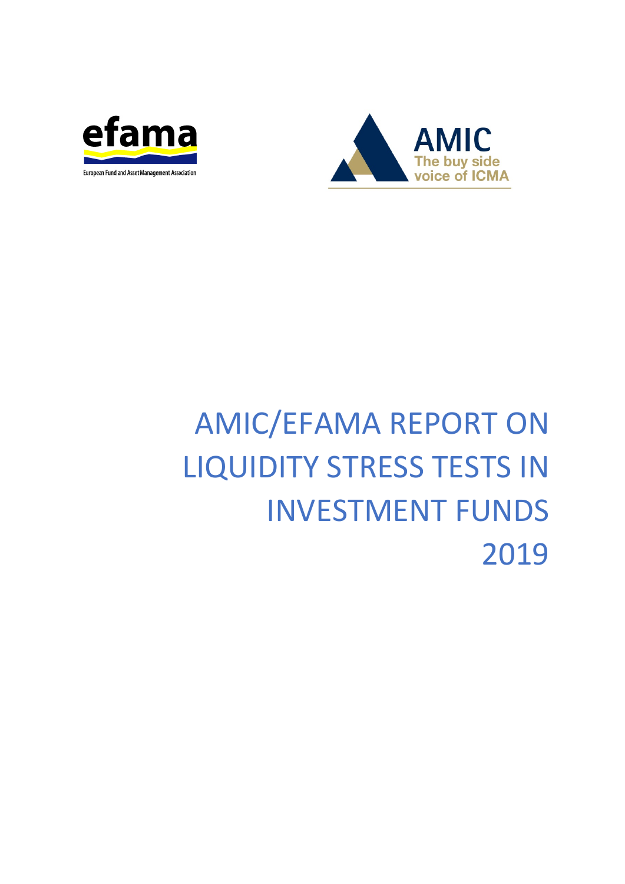efama

European Fund and Asset Management Association

AMIC

The buy side voice of ICMA

# AMIC/EFAMA REPORT ON LIQUIDITY STRESS TESTS IN INVESTMENT FUNDS 2019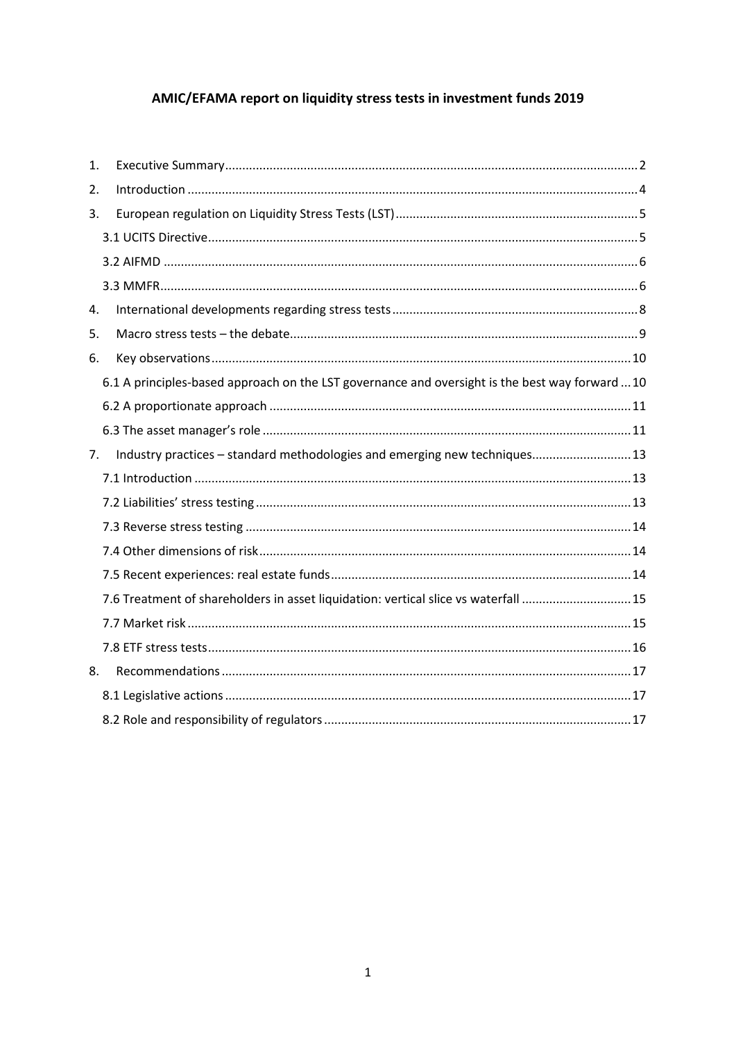# AMIC/EFAMA report on liquidity stress tests in investment funds 2019

1. Executive Summary ..... 2
2. Introduction ..... 4
3. European regulation on Liquidity Stress Tests (LST) ..... 5
   - 3.1 UCITS Directive ..... 5
   - 3.2 AIFMD ..... 6
   - 3.3 MMFR ..... 6
4. International developments regarding stress tests ..... 8
5. Macro stress tests – the debate ..... 9
6. Key observations ..... 10
   - 6.1 A principles-based approach on the LST governance and oversight is the best way forward ..... 10
   - 6.2 A proportionate approach ..... 11
   - 6.3 The asset manager's role ..... 11
7. Industry practices – standard methodologies and emerging new techniques ..... 13
   - 7.1 Introduction ..... 13
   - 7.2 Liabilities' stress testing ..... 13
   - 7.3 Reverse stress testing ..... 14
   - 7.4 Other dimensions of risk ..... 14
   - 7.5 Recent experiences: real estate funds ..... 14
   - 7.6 Treatment of shareholders in asset liquidation: vertical slice vs waterfall ..... 15
   - 7.7 Market risk ..... 15
   - 7.8 ETF stress tests ..... 16
8. Recommendations ..... 17
   - 8.1 Legislative actions ..... 17
   - 8.2 Role and responsibility of regulators ..... 17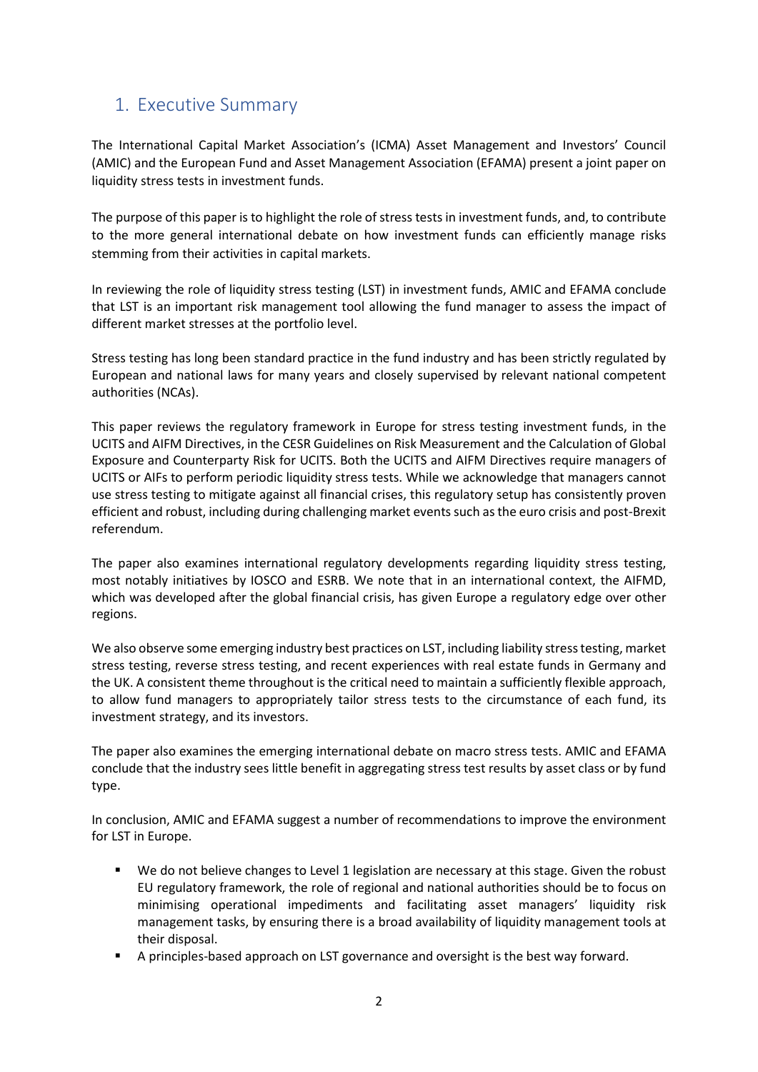## 1. Executive Summary

The International Capital Market Association's (ICMA) Asset Management and Investors' Council (AMIC) and the European Fund and Asset Management Association (EFAMA) present a joint paper on liquidity stress tests in investment funds.

The purpose of this paper is to highlight the role of stress tests in investment funds, and, to contribute to the more general international debate on how investment funds can efficiently manage risks stemming from their activities in capital markets.

In reviewing the role of liquidity stress testing (LST) in investment funds, AMIC and EFAMA conclude that LST is an important risk management tool allowing the fund manager to assess the impact of different market stresses at the portfolio level.

Stress testing has long been standard practice in the fund industry and has been strictly regulated by European and national laws for many years and closely supervised by relevant national competent authorities (NCAs).

This paper reviews the regulatory framework in Europe for stress testing investment funds, in the UCITS and AIFM Directives, in the CESR Guidelines on Risk Measurement and the Calculation of Global Exposure and Counterparty Risk for UCITS. Both the UCITS and AIFM Directives require managers of UCITS or AIFs to perform periodic liquidity stress tests. While we acknowledge that managers cannot use stress testing to mitigate against all financial crises, this regulatory setup has consistently proven efficient and robust, including during challenging market events such as the euro crisis and post-Brexit referendum.

The paper also examines international regulatory developments regarding liquidity stress testing, most notably initiatives by IOSCO and ESRB. We note that in an international context, the AIFMD, which was developed after the global financial crisis, has given Europe a regulatory edge over other regions.

We also observe some emerging industry best practices on LST, including liability stress testing, market stress testing, reverse stress testing, and recent experiences with real estate funds in Germany and the UK. A consistent theme throughout is the critical need to maintain a sufficiently flexible approach, to allow fund managers to appropriately tailor stress tests to the circumstance of each fund, its investment strategy, and its investors.

The paper also examines the emerging international debate on macro stress tests. AMIC and EFAMA conclude that the industry sees little benefit in aggregating stress test results by asset class or by fund type.

In conclusion, AMIC and EFAMA suggest a number of recommendations to improve the environment for LST in Europe.

- We do not believe changes to Level 1 legislation are necessary at this stage. Given the robust EU regulatory framework, the role of regional and national authorities should be to focus on minimising operational impediments and facilitating asset managers' liquidity risk management tasks, by ensuring there is a broad availability of liquidity management tools at their disposal.
- A principles-based approach on LST governance and oversight is the best way forward.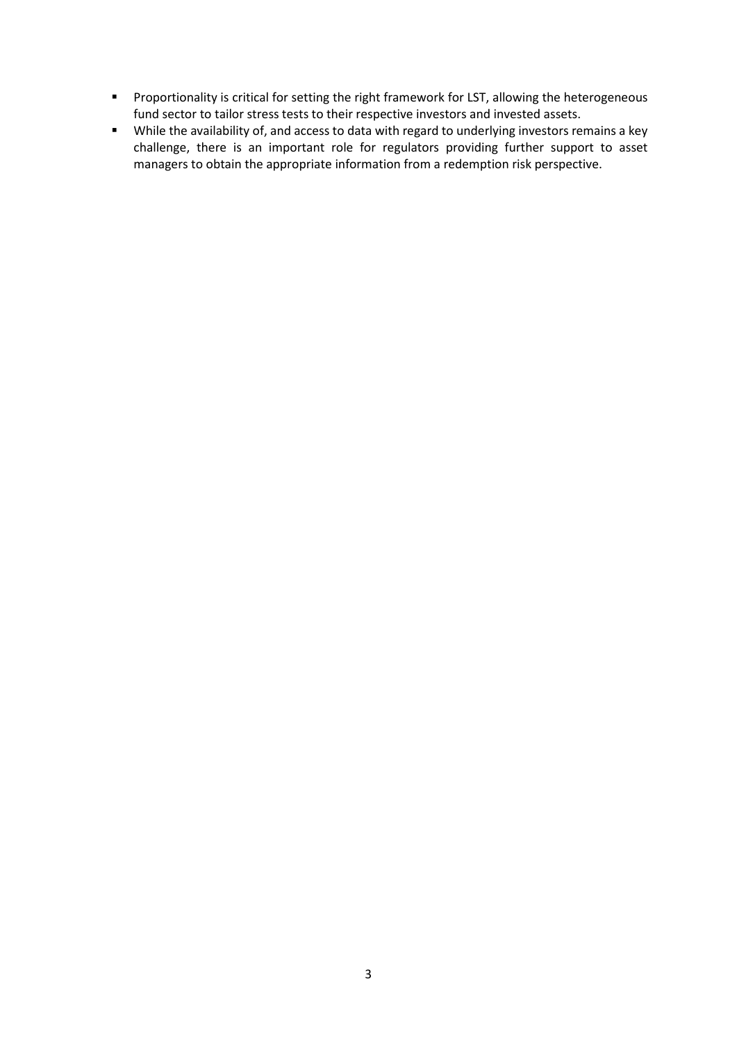- Proportionality is critical for setting the right framework for LST, allowing the heterogeneous fund sector to tailor stress tests to their respective investors and invested assets.
- While the availability of, and access to data with regard to underlying investors remains a key challenge, there is an important role for regulators providing further support to asset managers to obtain the appropriate information from a redemption risk perspective.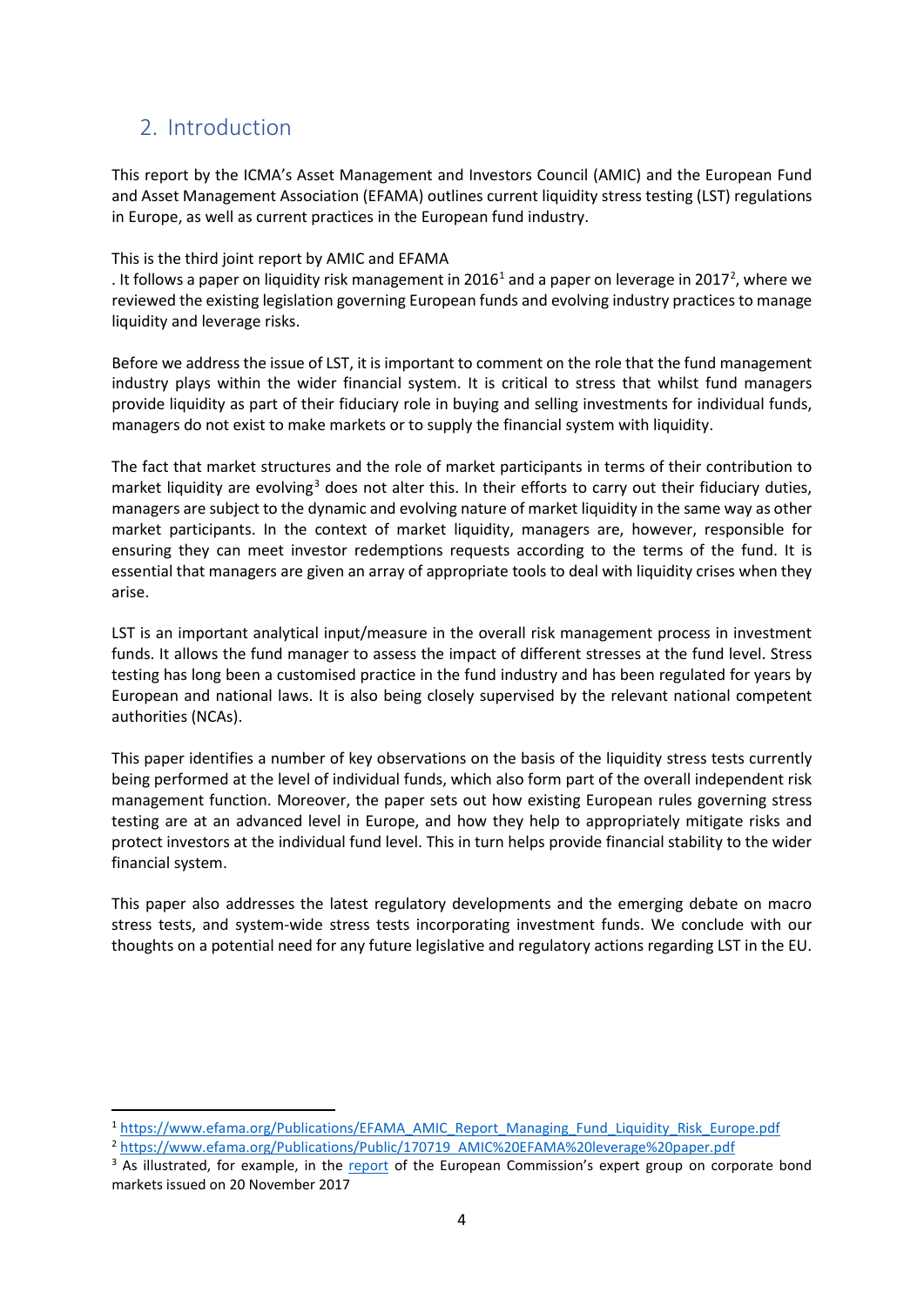## 2. Introduction

This report by the ICMA's Asset Management and Investors Council (AMIC) and the European Fund and Asset Management Association (EFAMA) outlines current liquidity stress testing (LST) regulations in Europe, as well as current practices in the European fund industry.

This is the third joint report by AMIC and EFAMA
. It follows a paper on liquidity risk management in 2016[1] and a paper on leverage in 2017[2], where we reviewed the existing legislation governing European funds and evolving industry practices to manage liquidity and leverage risks.

Before we address the issue of LST, it is important to comment on the role that the fund management industry plays within the wider financial system. It is critical to stress that whilst fund managers provide liquidity as part of their fiduciary role in buying and selling investments for individual funds, managers do not exist to make markets or to supply the financial system with liquidity.

The fact that market structures and the role of market participants in terms of their contribution to market liquidity are evolving[3] does not alter this. In their efforts to carry out their fiduciary duties, managers are subject to the dynamic and evolving nature of market liquidity in the same way as other market participants. In the context of market liquidity, managers are, however, responsible for ensuring they can meet investor redemptions requests according to the terms of the fund. It is essential that managers are given an array of appropriate tools to deal with liquidity crises when they arise.

LST is an important analytical input/measure in the overall risk management process in investment funds. It allows the fund manager to assess the impact of different stresses at the fund level. Stress testing has long been a customised practice in the fund industry and has been regulated for years by European and national laws. It is also being closely supervised by the relevant national competent authorities (NCAs).

This paper identifies a number of key observations on the basis of the liquidity stress tests currently being performed at the level of individual funds, which also form part of the overall independent risk management function. Moreover, the paper sets out how existing European rules governing stress testing are at an advanced level in Europe, and how they help to appropriately mitigate risks and protect investors at the individual fund level. This in turn helps provide financial stability to the wider financial system.

This paper also addresses the latest regulatory developments and the emerging debate on macro stress tests, and system-wide stress tests incorporating investment funds. We conclude with our thoughts on a potential need for any future legislative and regulatory actions regarding LST in the EU.

---

[1] https://www.efama.org/Publications/EFAMA_AMIC_Report_Managing_Fund_Liquidity_Risk_Europe.pdf

[2] https://www.efama.org/Publications/Public/170719_AMIC%20EFAMA%20leverage%20paper.pdf

[3] As illustrated, for example, in the report of the European Commission's expert group on corporate bond markets issued on 20 November 2017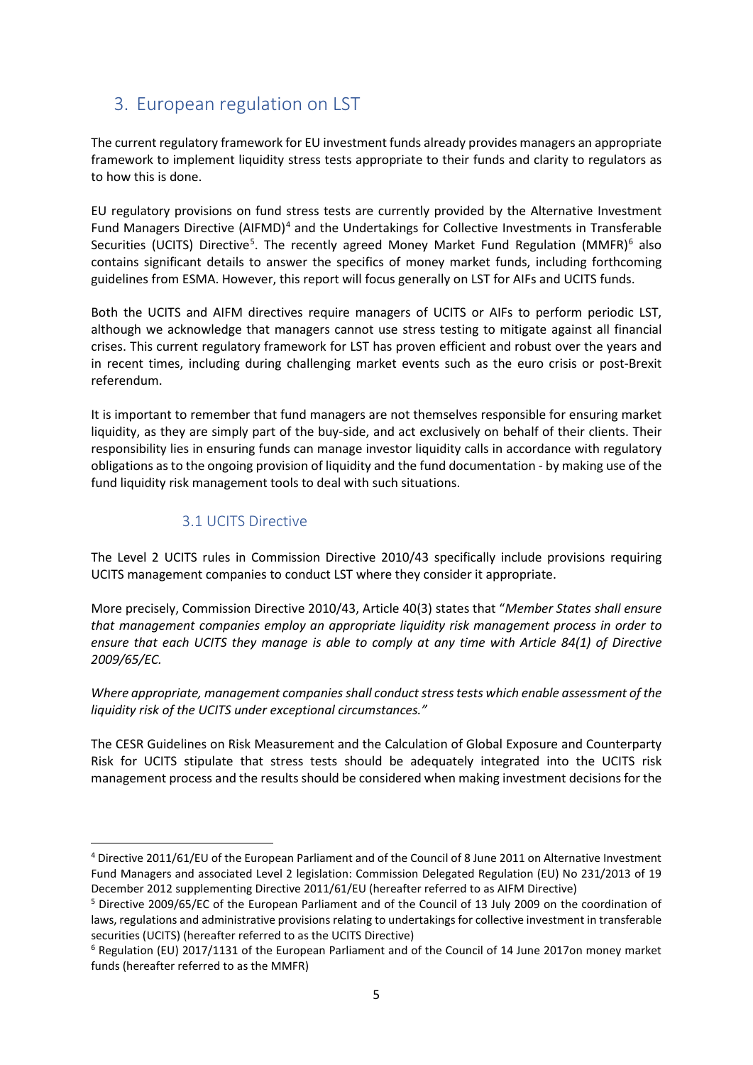## 3. European regulation on LST

The current regulatory framework for EU investment funds already provides managers an appropriate framework to implement liquidity stress tests appropriate to their funds and clarity to regulators as to how this is done.

EU regulatory provisions on fund stress tests are currently provided by the Alternative Investment Fund Managers Directive (AIFMD)[4] and the Undertakings for Collective Investments in Transferable Securities (UCITS) Directive[5]. The recently agreed Money Market Fund Regulation (MMFR)[6] also contains significant details to answer the specifics of money market funds, including forthcoming guidelines from ESMA. However, this report will focus generally on LST for AIFs and UCITS funds.

Both the UCITS and AIFM directives require managers of UCITS or AIFs to perform periodic LST, although we acknowledge that managers cannot use stress testing to mitigate against all financial crises. This current regulatory framework for LST has proven efficient and robust over the years and in recent times, including during challenging market events such as the euro crisis or post-Brexit referendum.

It is important to remember that fund managers are not themselves responsible for ensuring market liquidity, as they are simply part of the buy-side, and act exclusively on behalf of their clients. Their responsibility lies in ensuring funds can manage investor liquidity calls in accordance with regulatory obligations as to the ongoing provision of liquidity and the fund documentation - by making use of the fund liquidity risk management tools to deal with such situations.

### 3.1 UCITS Directive

The Level 2 UCITS rules in Commission Directive 2010/43 specifically include provisions requiring UCITS management companies to conduct LST where they consider it appropriate.

More precisely, Commission Directive 2010/43, Article 40(3) states that "*Member States shall ensure that management companies employ an appropriate liquidity risk management process in order to ensure that each UCITS they manage is able to comply at any time with Article 84(1) of Directive 2009/65/EC.*

*Where appropriate, management companies shall conduct stress tests which enable assessment of the liquidity risk of the UCITS under exceptional circumstances."*

The CESR Guidelines on Risk Measurement and the Calculation of Global Exposure and Counterparty Risk for UCITS stipulate that stress tests should be adequately integrated into the UCITS risk management process and the results should be considered when making investment decisions for the

---

[4] Directive 2011/61/EU of the European Parliament and of the Council of 8 June 2011 on Alternative Investment Fund Managers and associated Level 2 legislation: Commission Delegated Regulation (EU) No 231/2013 of 19 December 2012 supplementing Directive 2011/61/EU (hereafter referred to as AIFM Directive)

[5] Directive 2009/65/EC of the European Parliament and of the Council of 13 July 2009 on the coordination of laws, regulations and administrative provisions relating to undertakings for collective investment in transferable securities (UCITS) (hereafter referred to as the UCITS Directive)

[6] Regulation (EU) 2017/1131 of the European Parliament and of the Council of 14 June 2017on money market funds (hereafter referred to as the MMFR)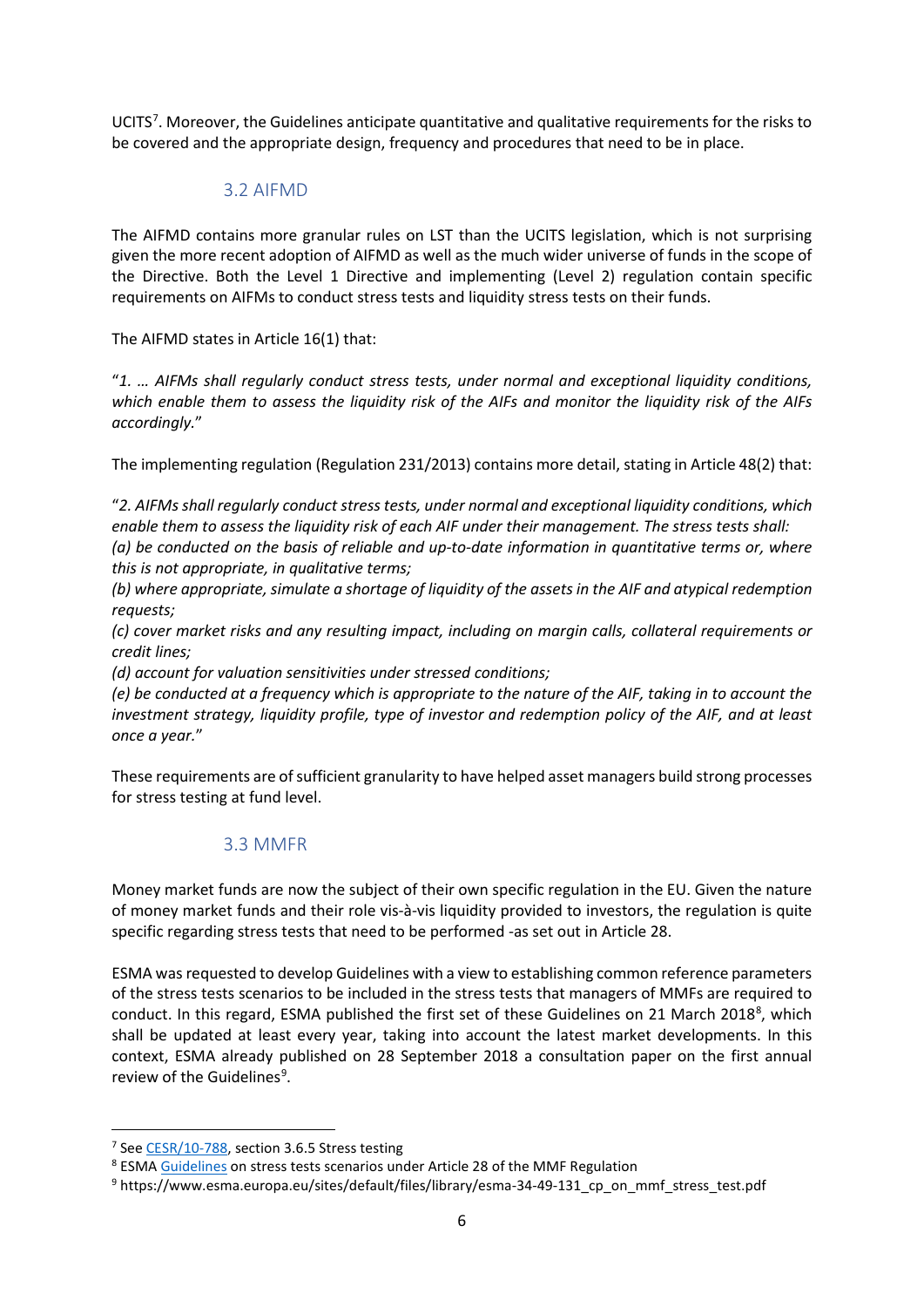UCITS[7]. Moreover, the Guidelines anticipate quantitative and qualitative requirements for the risks to be covered and the appropriate design, frequency and procedures that need to be in place.

## 3.2 AIFMD

The AIFMD contains more granular rules on LST than the UCITS legislation, which is not surprising given the more recent adoption of AIFMD as well as the much wider universe of funds in the scope of the Directive. Both the Level 1 Directive and implementing (Level 2) regulation contain specific requirements on AIFMs to conduct stress tests and liquidity stress tests on their funds.

The AIFMD states in Article 16(1) that:

"*1. … AIFMs shall regularly conduct stress tests, under normal and exceptional liquidity conditions, which enable them to assess the liquidity risk of the AIFs and monitor the liquidity risk of the AIFs accordingly.*"

The implementing regulation (Regulation 231/2013) contains more detail, stating in Article 48(2) that:

"*2. AIFMs shall regularly conduct stress tests, under normal and exceptional liquidity conditions, which enable them to assess the liquidity risk of each AIF under their management. The stress tests shall:*
*(a) be conducted on the basis of reliable and up-to-date information in quantitative terms or, where this is not appropriate, in qualitative terms;*
*(b) where appropriate, simulate a shortage of liquidity of the assets in the AIF and atypical redemption requests;*
*(c) cover market risks and any resulting impact, including on margin calls, collateral requirements or credit lines;*
*(d) account for valuation sensitivities under stressed conditions;*
*(e) be conducted at a frequency which is appropriate to the nature of the AIF, taking in to account the investment strategy, liquidity profile, type of investor and redemption policy of the AIF, and at least once a year.*"

These requirements are of sufficient granularity to have helped asset managers build strong processes for stress testing at fund level.

## 3.3 MMFR

Money market funds are now the subject of their own specific regulation in the EU. Given the nature of money market funds and their role vis-à-vis liquidity provided to investors, the regulation is quite specific regarding stress tests that need to be performed -as set out in Article 28.

ESMA was requested to develop Guidelines with a view to establishing common reference parameters of the stress tests scenarios to be included in the stress tests that managers of MMFs are required to conduct. In this regard, ESMA published the first set of these Guidelines on 21 March 2018[8], which shall be updated at least every year, taking into account the latest market developments. In this context, ESMA already published on 28 September 2018 a consultation paper on the first annual review of the Guidelines[9].

---

[7] See CESR/10-788, section 3.6.5 Stress testing

[8] ESMA Guidelines on stress tests scenarios under Article 28 of the MMF Regulation

[9] https://www.esma.europa.eu/sites/default/files/library/esma-34-49-131_cp_on_mmf_stress_test.pdf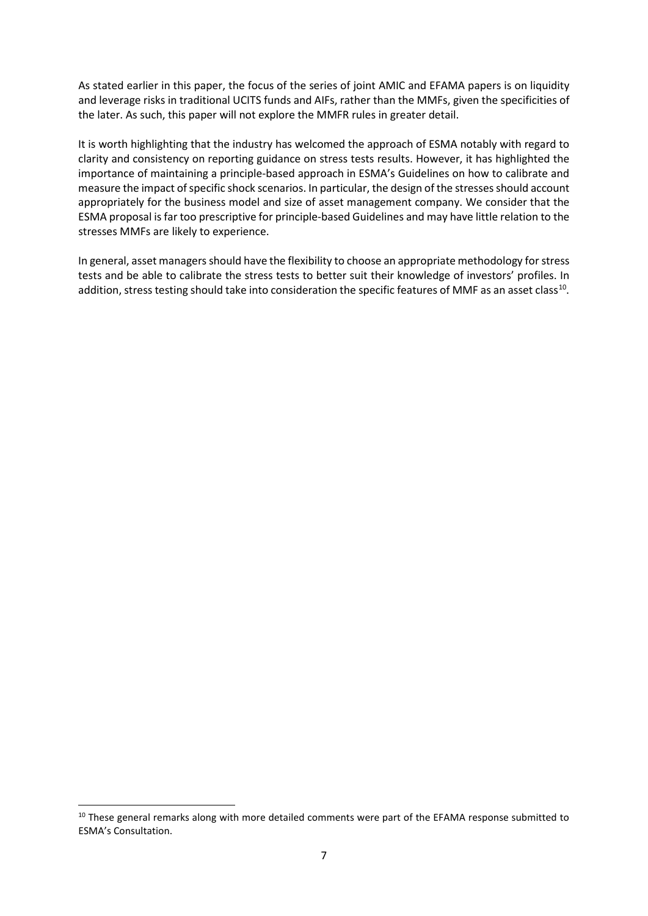As stated earlier in this paper, the focus of the series of joint AMIC and EFAMA papers is on liquidity and leverage risks in traditional UCITS funds and AIFs, rather than the MMFs, given the specificities of the later. As such, this paper will not explore the MMFR rules in greater detail.

It is worth highlighting that the industry has welcomed the approach of ESMA notably with regard to clarity and consistency on reporting guidance on stress tests results. However, it has highlighted the importance of maintaining a principle-based approach in ESMA's Guidelines on how to calibrate and measure the impact of specific shock scenarios. In particular, the design of the stresses should account appropriately for the business model and size of asset management company. We consider that the ESMA proposal is far too prescriptive for principle-based Guidelines and may have little relation to the stresses MMFs are likely to experience.

In general, asset managers should have the flexibility to choose an appropriate methodology for stress tests and be able to calibrate the stress tests to better suit their knowledge of investors' profiles. In addition, stress testing should take into consideration the specific features of MMF as an asset class[10].

[10] These general remarks along with more detailed comments were part of the EFAMA response submitted to ESMA's Consultation.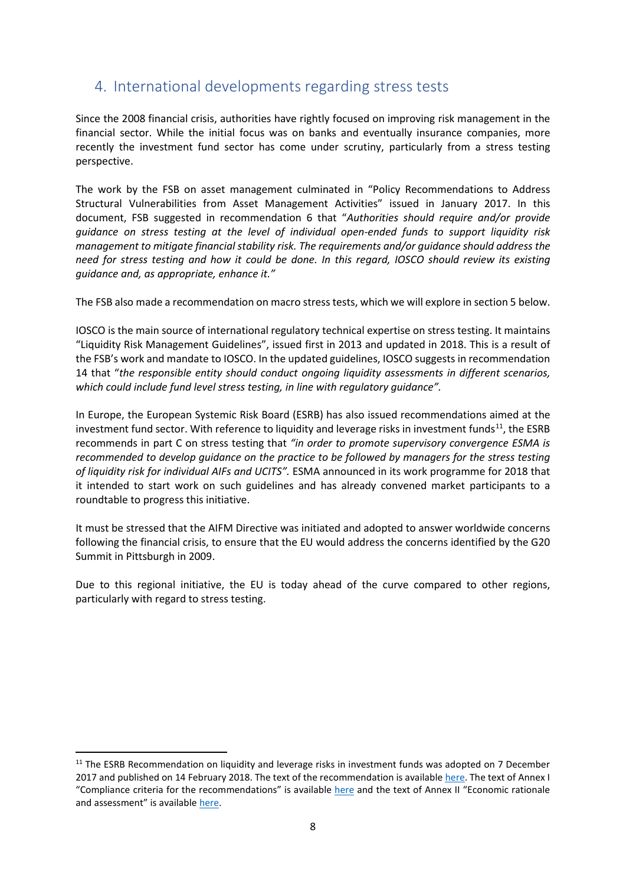## 4. International developments regarding stress tests

Since the 2008 financial crisis, authorities have rightly focused on improving risk management in the financial sector. While the initial focus was on banks and eventually insurance companies, more recently the investment fund sector has come under scrutiny, particularly from a stress testing perspective.

The work by the FSB on asset management culminated in "Policy Recommendations to Address Structural Vulnerabilities from Asset Management Activities" issued in January 2017. In this document, FSB suggested in recommendation 6 that "*Authorities should require and/or provide guidance on stress testing at the level of individual open-ended funds to support liquidity risk management to mitigate financial stability risk. The requirements and/or guidance should address the need for stress testing and how it could be done. In this regard, IOSCO should review its existing guidance and, as appropriate, enhance it.*"

The FSB also made a recommendation on macro stress tests, which we will explore in section 5 below.

IOSCO is the main source of international regulatory technical expertise on stress testing. It maintains "Liquidity Risk Management Guidelines", issued first in 2013 and updated in 2018. This is a result of the FSB's work and mandate to IOSCO. In the updated guidelines, IOSCO suggests in recommendation 14 that "*the responsible entity should conduct ongoing liquidity assessments in different scenarios, which could include fund level stress testing, in line with regulatory guidance*".

In Europe, the European Systemic Risk Board (ESRB) has also issued recommendations aimed at the investment fund sector. With reference to liquidity and leverage risks in investment funds[11], the ESRB recommends in part C on stress testing that *"in order to promote supervisory convergence ESMA is recommended to develop guidance on the practice to be followed by managers for the stress testing of liquidity risk for individual AIFs and UCITS"*. ESMA announced in its work programme for 2018 that it intended to start work on such guidelines and has already convened market participants to a roundtable to progress this initiative.

It must be stressed that the AIFM Directive was initiated and adopted to answer worldwide concerns following the financial crisis, to ensure that the EU would address the concerns identified by the G20 Summit in Pittsburgh in 2009.

Due to this regional initiative, the EU is today ahead of the curve compared to other regions, particularly with regard to stress testing.

[11] The ESRB Recommendation on liquidity and leverage risks in investment funds was adopted on 7 December 2017 and published on 14 February 2018. The text of the recommendation is available here. The text of Annex I "Compliance criteria for the recommendations" is available here and the text of Annex II "Economic rationale and assessment" is available here.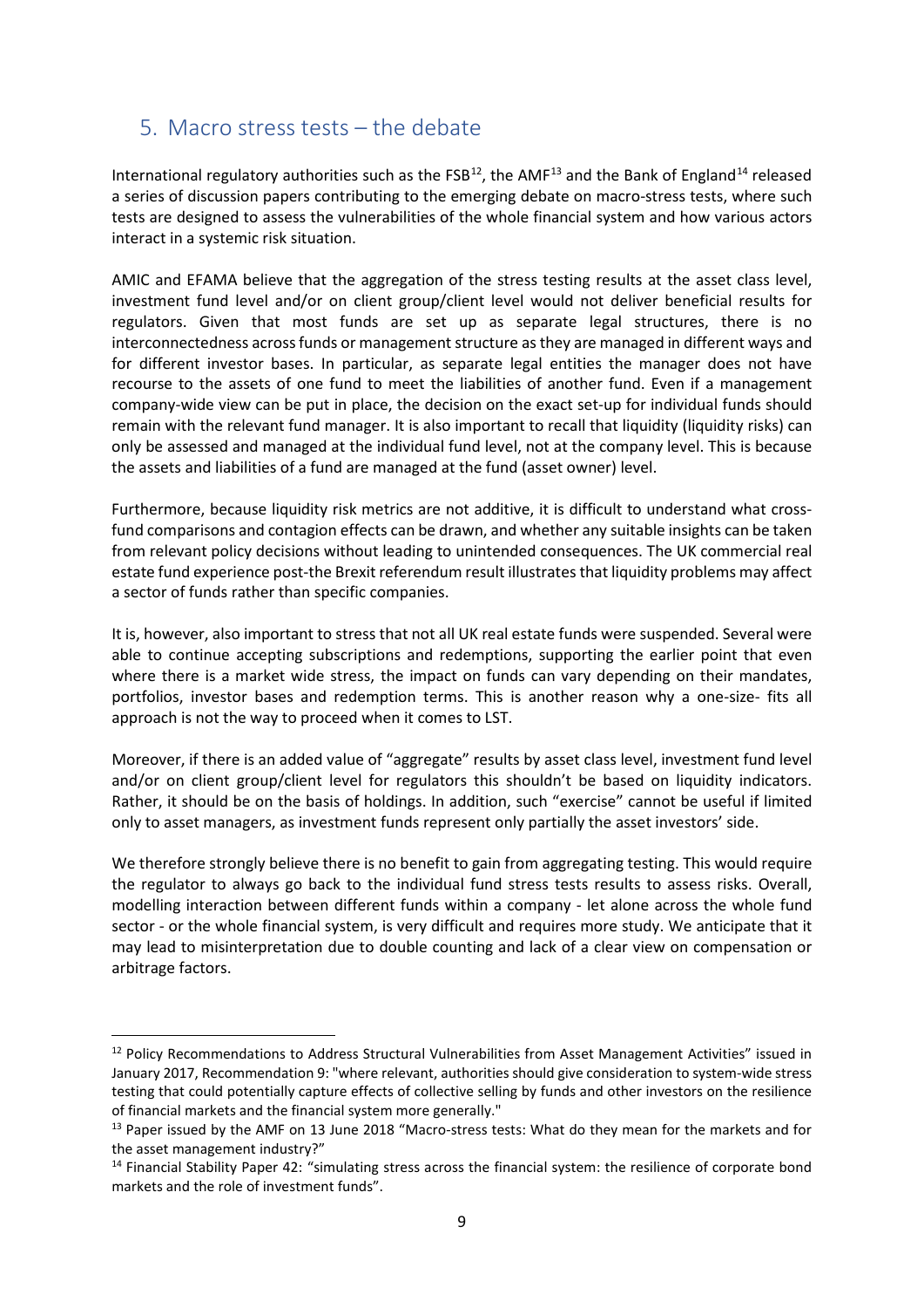## 5. Macro stress tests – the debate

International regulatory authorities such as the FSB[12], the AMF[13] and the Bank of England[14] released a series of discussion papers contributing to the emerging debate on macro-stress tests, where such tests are designed to assess the vulnerabilities of the whole financial system and how various actors interact in a systemic risk situation.

AMIC and EFAMA believe that the aggregation of the stress testing results at the asset class level, investment fund level and/or on client group/client level would not deliver beneficial results for regulators. Given that most funds are set up as separate legal structures, there is no interconnectedness across funds or management structure as they are managed in different ways and for different investor bases. In particular, as separate legal entities the manager does not have recourse to the assets of one fund to meet the liabilities of another fund. Even if a management company-wide view can be put in place, the decision on the exact set-up for individual funds should remain with the relevant fund manager. It is also important to recall that liquidity (liquidity risks) can only be assessed and managed at the individual fund level, not at the company level. This is because the assets and liabilities of a fund are managed at the fund (asset owner) level.

Furthermore, because liquidity risk metrics are not additive, it is difficult to understand what cross-fund comparisons and contagion effects can be drawn, and whether any suitable insights can be taken from relevant policy decisions without leading to unintended consequences. The UK commercial real estate fund experience post-the Brexit referendum result illustrates that liquidity problems may affect a sector of funds rather than specific companies.

It is, however, also important to stress that not all UK real estate funds were suspended. Several were able to continue accepting subscriptions and redemptions, supporting the earlier point that even where there is a market wide stress, the impact on funds can vary depending on their mandates, portfolios, investor bases and redemption terms. This is another reason why a one-size- fits all approach is not the way to proceed when it comes to LST.

Moreover, if there is an added value of "aggregate" results by asset class level, investment fund level and/or on client group/client level for regulators this shouldn't be based on liquidity indicators. Rather, it should be on the basis of holdings. In addition, such "exercise" cannot be useful if limited only to asset managers, as investment funds represent only partially the asset investors' side.

We therefore strongly believe there is no benefit to gain from aggregating testing. This would require the regulator to always go back to the individual fund stress tests results to assess risks. Overall, modelling interaction between different funds within a company - let alone across the whole fund sector - or the whole financial system, is very difficult and requires more study. We anticipate that it may lead to misinterpretation due to double counting and lack of a clear view on compensation or arbitrage factors.

---

[12] Policy Recommendations to Address Structural Vulnerabilities from Asset Management Activities" issued in January 2017, Recommendation 9: "where relevant, authorities should give consideration to system-wide stress testing that could potentially capture effects of collective selling by funds and other investors on the resilience of financial markets and the financial system more generally."

[13] Paper issued by the AMF on 13 June 2018 "Macro-stress tests: What do they mean for the markets and for the asset management industry?"

[14] Financial Stability Paper 42: "simulating stress across the financial system: the resilience of corporate bond markets and the role of investment funds".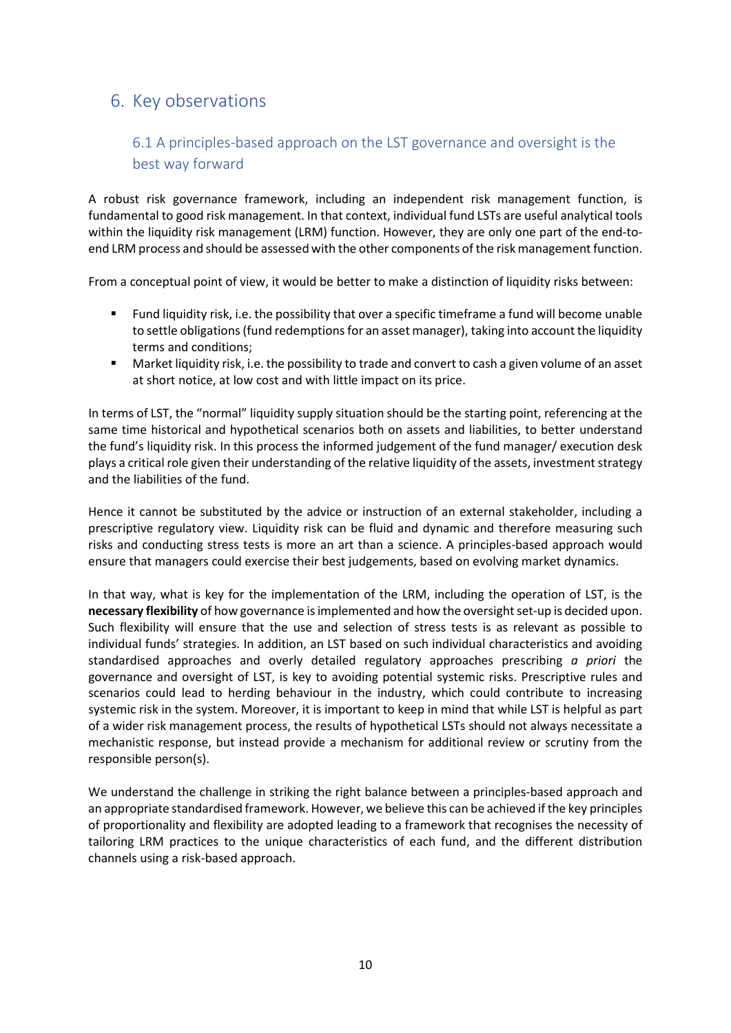## 6. Key observations

### 6.1 A principles-based approach on the LST governance and oversight is the best way forward

A robust risk governance framework, including an independent risk management function, is fundamental to good risk management. In that context, individual fund LSTs are useful analytical tools within the liquidity risk management (LRM) function. However, they are only one part of the end-to-end LRM process and should be assessed with the other components of the risk management function.

From a conceptual point of view, it would be better to make a distinction of liquidity risks between:

- Fund liquidity risk, i.e. the possibility that over a specific timeframe a fund will become unable to settle obligations (fund redemptions for an asset manager), taking into account the liquidity terms and conditions;
- Market liquidity risk, i.e. the possibility to trade and convert to cash a given volume of an asset at short notice, at low cost and with little impact on its price.

In terms of LST, the "normal" liquidity supply situation should be the starting point, referencing at the same time historical and hypothetical scenarios both on assets and liabilities, to better understand the fund's liquidity risk. In this process the informed judgement of the fund manager/ execution desk plays a critical role given their understanding of the relative liquidity of the assets, investment strategy and the liabilities of the fund.

Hence it cannot be substituted by the advice or instruction of an external stakeholder, including a prescriptive regulatory view. Liquidity risk can be fluid and dynamic and therefore measuring such risks and conducting stress tests is more an art than a science. A principles-based approach would ensure that managers could exercise their best judgements, based on evolving market dynamics.

In that way, what is key for the implementation of the LRM, including the operation of LST, is the **necessary flexibility** of how governance is implemented and how the oversight set-up is decided upon. Such flexibility will ensure that the use and selection of stress tests is as relevant as possible to individual funds' strategies. In addition, an LST based on such individual characteristics and avoiding standardised approaches and overly detailed regulatory approaches prescribing *a priori* the governance and oversight of LST, is key to avoiding potential systemic risks. Prescriptive rules and scenarios could lead to herding behaviour in the industry, which could contribute to increasing systemic risk in the system. Moreover, it is important to keep in mind that while LST is helpful as part of a wider risk management process, the results of hypothetical LSTs should not always necessitate a mechanistic response, but instead provide a mechanism for additional review or scrutiny from the responsible person(s).

We understand the challenge in striking the right balance between a principles-based approach and an appropriate standardised framework. However, we believe this can be achieved if the key principles of proportionality and flexibility are adopted leading to a framework that recognises the necessity of tailoring LRM practices to the unique characteristics of each fund, and the different distribution channels using a risk-based approach.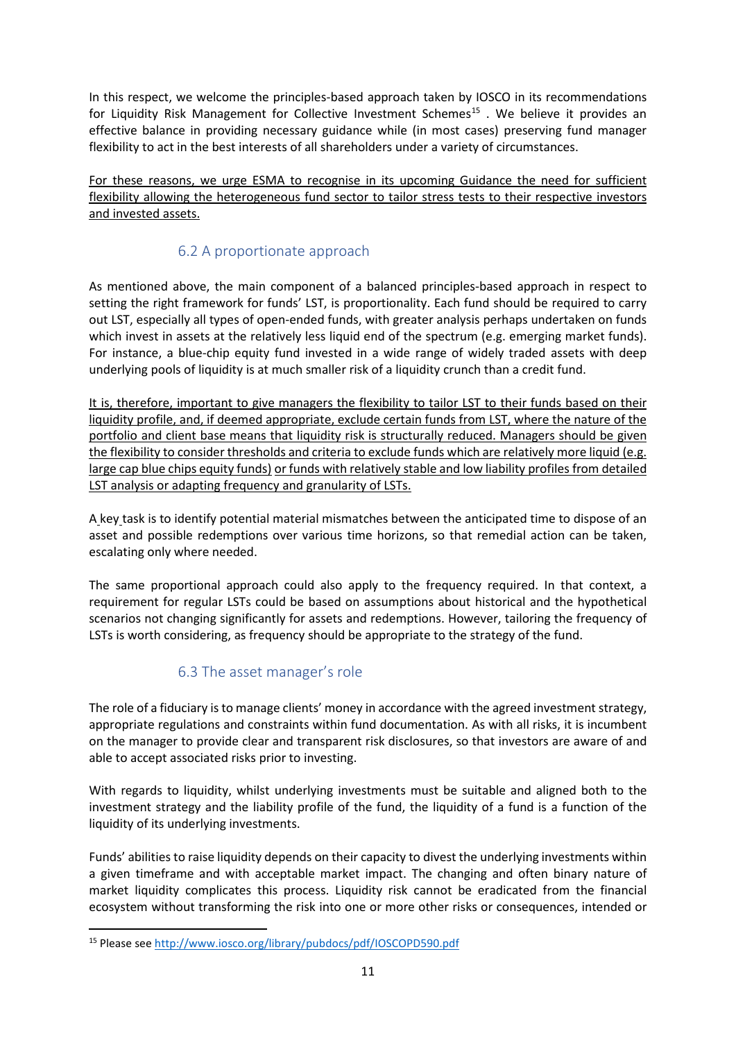In this respect, we welcome the principles-based approach taken by IOSCO in its recommendations for Liquidity Risk Management for Collective Investment Schemes[15] . We believe it provides an effective balance in providing necessary guidance while (in most cases) preserving fund manager flexibility to act in the best interests of all shareholders under a variety of circumstances.

For these reasons, we urge ESMA to recognise in its upcoming Guidance the need for sufficient flexibility allowing the heterogeneous fund sector to tailor stress tests to their respective investors and invested assets.

## 6.2 A proportionate approach

As mentioned above, the main component of a balanced principles-based approach in respect to setting the right framework for funds' LST, is proportionality. Each fund should be required to carry out LST, especially all types of open-ended funds, with greater analysis perhaps undertaken on funds which invest in assets at the relatively less liquid end of the spectrum (e.g. emerging market funds). For instance, a blue-chip equity fund invested in a wide range of widely traded assets with deep underlying pools of liquidity is at much smaller risk of a liquidity crunch than a credit fund.

It is, therefore, important to give managers the flexibility to tailor LST to their funds based on their liquidity profile, and, if deemed appropriate, exclude certain funds from LST, where the nature of the portfolio and client base means that liquidity risk is structurally reduced. Managers should be given the flexibility to consider thresholds and criteria to exclude funds which are relatively more liquid (e.g. large cap blue chips equity funds) or funds with relatively stable and low liability profiles from detailed LST analysis or adapting frequency and granularity of LSTs.

A key task is to identify potential material mismatches between the anticipated time to dispose of an asset and possible redemptions over various time horizons, so that remedial action can be taken, escalating only where needed.

The same proportional approach could also apply to the frequency required. In that context, a requirement for regular LSTs could be based on assumptions about historical and the hypothetical scenarios not changing significantly for assets and redemptions. However, tailoring the frequency of LSTs is worth considering, as frequency should be appropriate to the strategy of the fund.

## 6.3 The asset manager's role

The role of a fiduciary is to manage clients' money in accordance with the agreed investment strategy, appropriate regulations and constraints within fund documentation. As with all risks, it is incumbent on the manager to provide clear and transparent risk disclosures, so that investors are aware of and able to accept associated risks prior to investing.

With regards to liquidity, whilst underlying investments must be suitable and aligned both to the investment strategy and the liability profile of the fund, the liquidity of a fund is a function of the liquidity of its underlying investments.

Funds' abilities to raise liquidity depends on their capacity to divest the underlying investments within a given timeframe and with acceptable market impact. The changing and often binary nature of market liquidity complicates this process. Liquidity risk cannot be eradicated from the financial ecosystem without transforming the risk into one or more other risks or consequences, intended or

[15] Please see http://www.iosco.org/library/pubdocs/pdf/IOSCOPD590.pdf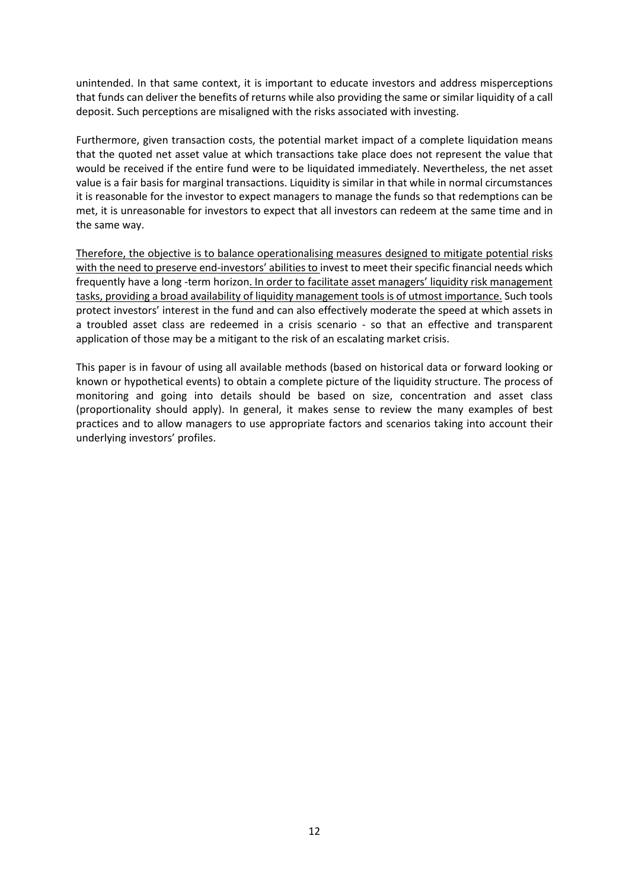unintended. In that same context, it is important to educate investors and address misperceptions that funds can deliver the benefits of returns while also providing the same or similar liquidity of a call deposit. Such perceptions are misaligned with the risks associated with investing.

Furthermore, given transaction costs, the potential market impact of a complete liquidation means that the quoted net asset value at which transactions take place does not represent the value that would be received if the entire fund were to be liquidated immediately. Nevertheless, the net asset value is a fair basis for marginal transactions. Liquidity is similar in that while in normal circumstances it is reasonable for the investor to expect managers to manage the funds so that redemptions can be met, it is unreasonable for investors to expect that all investors can redeem at the same time and in the same way.

<u>Therefore, the objective is to balance operationalising measures designed to mitigate potential risks with the need to preserve end-investors' abilities to</u> invest to meet their specific financial needs which frequently have a long -term horizon<u>. In order to facilitate asset managers' liquidity risk management tasks, providing a broad availability of liquidity management tools is of utmost importance.</u> Such tools protect investors' interest in the fund and can also effectively moderate the speed at which assets in a troubled asset class are redeemed in a crisis scenario - so that an effective and transparent application of those may be a mitigant to the risk of an escalating market crisis.

This paper is in favour of using all available methods (based on historical data or forward looking or known or hypothetical events) to obtain a complete picture of the liquidity structure. The process of monitoring and going into details should be based on size, concentration and asset class (proportionality should apply). In general, it makes sense to review the many examples of best practices and to allow managers to use appropriate factors and scenarios taking into account their underlying investors' profiles.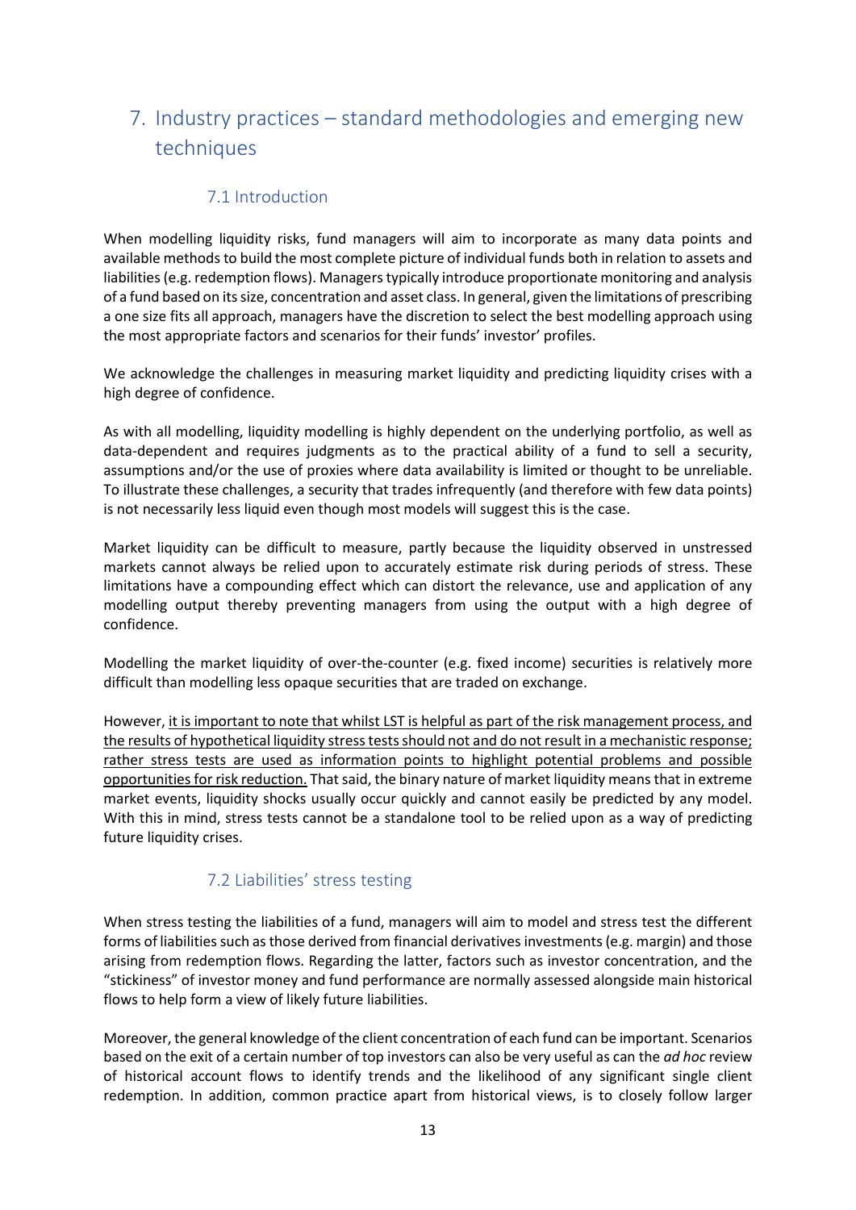## 7. Industry practices – standard methodologies and emerging new techniques

### 7.1 Introduction

When modelling liquidity risks, fund managers will aim to incorporate as many data points and available methods to build the most complete picture of individual funds both in relation to assets and liabilities (e.g. redemption flows). Managers typically introduce proportionate monitoring and analysis of a fund based on its size, concentration and asset class. In general, given the limitations of prescribing a one size fits all approach, managers have the discretion to select the best modelling approach using the most appropriate factors and scenarios for their funds' investor' profiles.

We acknowledge the challenges in measuring market liquidity and predicting liquidity crises with a high degree of confidence.

As with all modelling, liquidity modelling is highly dependent on the underlying portfolio, as well as data-dependent and requires judgments as to the practical ability of a fund to sell a security, assumptions and/or the use of proxies where data availability is limited or thought to be unreliable. To illustrate these challenges, a security that trades infrequently (and therefore with few data points) is not necessarily less liquid even though most models will suggest this is the case.

Market liquidity can be difficult to measure, partly because the liquidity observed in unstressed markets cannot always be relied upon to accurately estimate risk during periods of stress. These limitations have a compounding effect which can distort the relevance, use and application of any modelling output thereby preventing managers from using the output with a high degree of confidence.

Modelling the market liquidity of over-the-counter (e.g. fixed income) securities is relatively more difficult than modelling less opaque securities that are traded on exchange.

However, <u>it is important to note that whilst LST is helpful as part of the risk management process, and the results of hypothetical liquidity stress tests should not and do not result in a mechanistic response; rather stress tests are used as information points to highlight potential problems and possible opportunities for risk reduction.</u> That said, the binary nature of market liquidity means that in extreme market events, liquidity shocks usually occur quickly and cannot easily be predicted by any model. With this in mind, stress tests cannot be a standalone tool to be relied upon as a way of predicting future liquidity crises.

### 7.2 Liabilities' stress testing

When stress testing the liabilities of a fund, managers will aim to model and stress test the different forms of liabilities such as those derived from financial derivatives investments (e.g. margin) and those arising from redemption flows. Regarding the latter, factors such as investor concentration, and the "stickiness" of investor money and fund performance are normally assessed alongside main historical flows to help form a view of likely future liabilities.

Moreover, the general knowledge of the client concentration of each fund can be important. Scenarios based on the exit of a certain number of top investors can also be very useful as can the *ad hoc* review of historical account flows to identify trends and the likelihood of any significant single client redemption. In addition, common practice apart from historical views, is to closely follow larger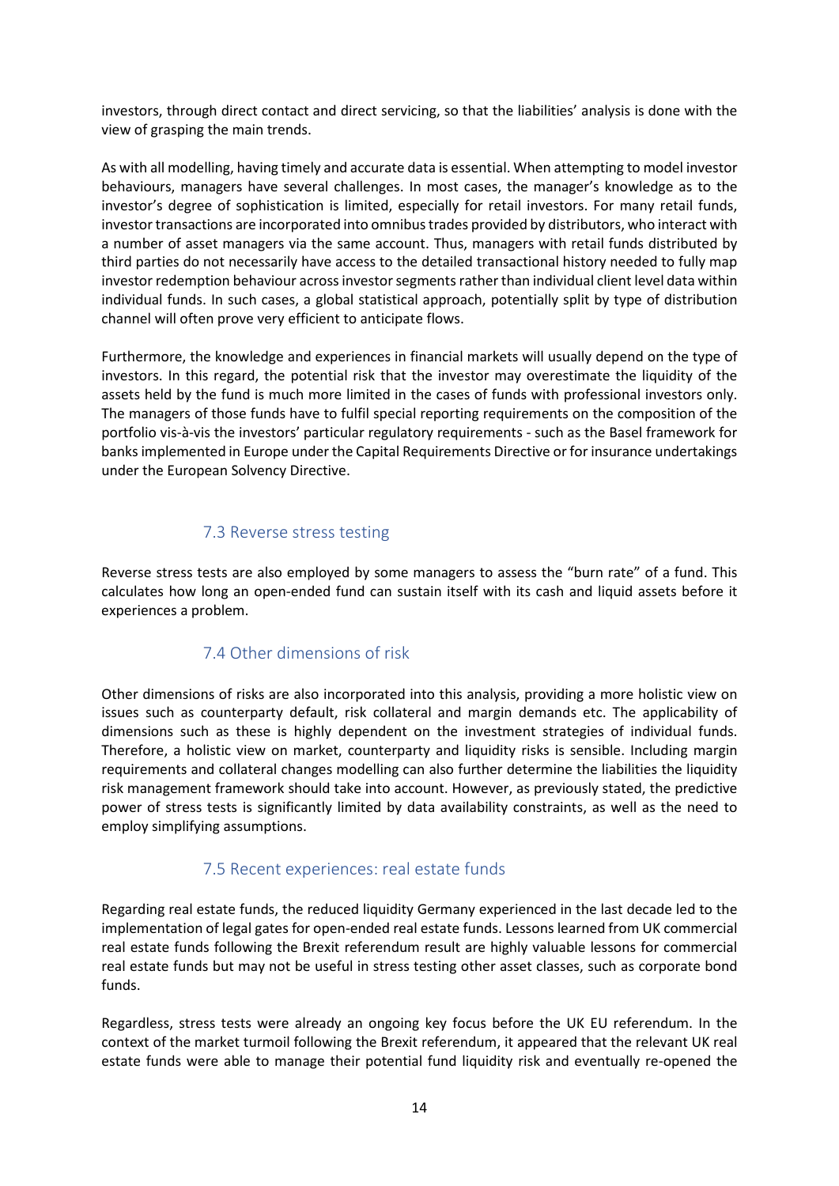investors, through direct contact and direct servicing, so that the liabilities' analysis is done with the view of grasping the main trends.

As with all modelling, having timely and accurate data is essential. When attempting to model investor behaviours, managers have several challenges. In most cases, the manager's knowledge as to the investor's degree of sophistication is limited, especially for retail investors. For many retail funds, investor transactions are incorporated into omnibus trades provided by distributors, who interact with a number of asset managers via the same account. Thus, managers with retail funds distributed by third parties do not necessarily have access to the detailed transactional history needed to fully map investor redemption behaviour across investor segments rather than individual client level data within individual funds. In such cases, a global statistical approach, potentially split by type of distribution channel will often prove very efficient to anticipate flows.

Furthermore, the knowledge and experiences in financial markets will usually depend on the type of investors. In this regard, the potential risk that the investor may overestimate the liquidity of the assets held by the fund is much more limited in the cases of funds with professional investors only. The managers of those funds have to fulfil special reporting requirements on the composition of the portfolio vis-à-vis the investors' particular regulatory requirements - such as the Basel framework for banks implemented in Europe under the Capital Requirements Directive or for insurance undertakings under the European Solvency Directive.

### 7.3 Reverse stress testing

Reverse stress tests are also employed by some managers to assess the "burn rate" of a fund. This calculates how long an open-ended fund can sustain itself with its cash and liquid assets before it experiences a problem.

### 7.4 Other dimensions of risk

Other dimensions of risks are also incorporated into this analysis, providing a more holistic view on issues such as counterparty default, risk collateral and margin demands etc. The applicability of dimensions such as these is highly dependent on the investment strategies of individual funds. Therefore, a holistic view on market, counterparty and liquidity risks is sensible. Including margin requirements and collateral changes modelling can also further determine the liabilities the liquidity risk management framework should take into account. However, as previously stated, the predictive power of stress tests is significantly limited by data availability constraints, as well as the need to employ simplifying assumptions.

### 7.5 Recent experiences: real estate funds

Regarding real estate funds, the reduced liquidity Germany experienced in the last decade led to the implementation of legal gates for open-ended real estate funds. Lessons learned from UK commercial real estate funds following the Brexit referendum result are highly valuable lessons for commercial real estate funds but may not be useful in stress testing other asset classes, such as corporate bond funds.

Regardless, stress tests were already an ongoing key focus before the UK EU referendum. In the context of the market turmoil following the Brexit referendum, it appeared that the relevant UK real estate funds were able to manage their potential fund liquidity risk and eventually re-opened the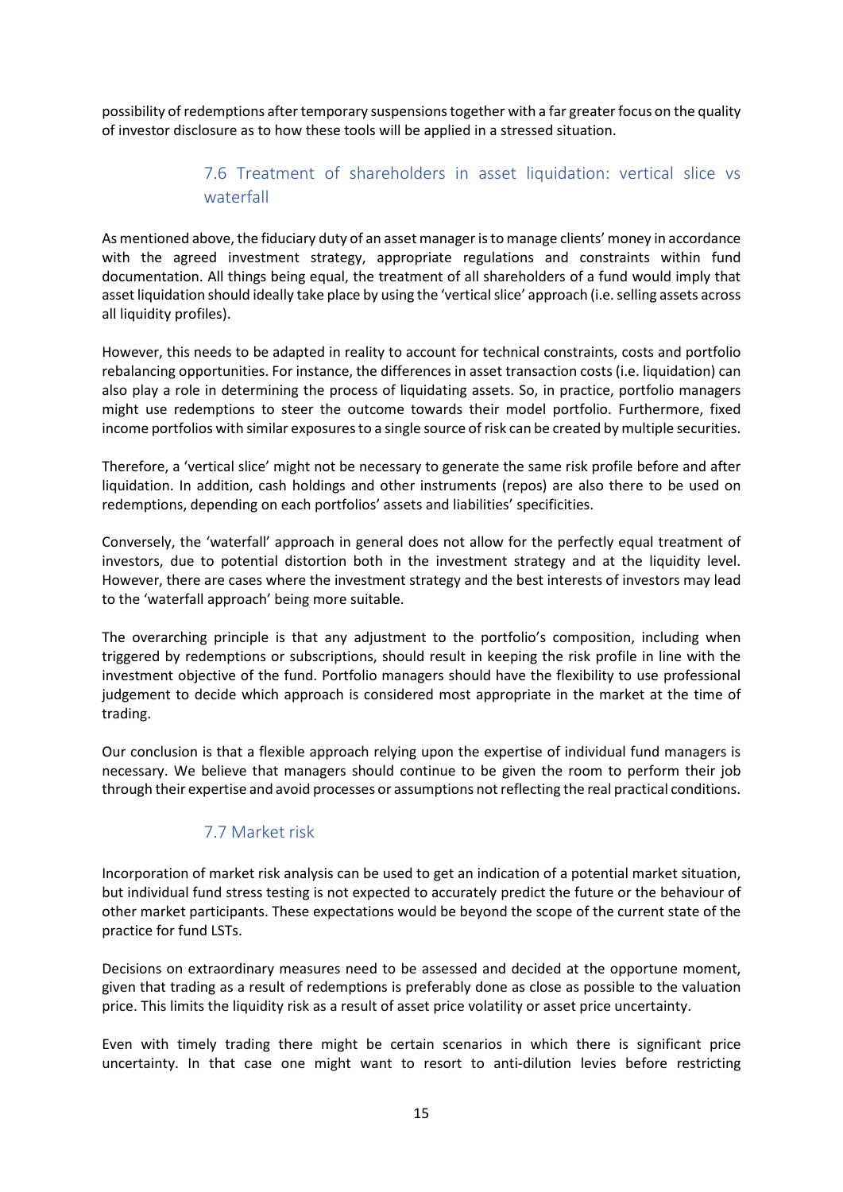possibility of redemptions after temporary suspensions together with a far greater focus on the quality of investor disclosure as to how these tools will be applied in a stressed situation.

### 7.6 Treatment of shareholders in asset liquidation: vertical slice vs waterfall

As mentioned above, the fiduciary duty of an asset manager is to manage clients' money in accordance with the agreed investment strategy, appropriate regulations and constraints within fund documentation. All things being equal, the treatment of all shareholders of a fund would imply that asset liquidation should ideally take place by using the 'vertical slice' approach (i.e. selling assets across all liquidity profiles).

However, this needs to be adapted in reality to account for technical constraints, costs and portfolio rebalancing opportunities. For instance, the differences in asset transaction costs (i.e. liquidation) can also play a role in determining the process of liquidating assets. So, in practice, portfolio managers might use redemptions to steer the outcome towards their model portfolio. Furthermore, fixed income portfolios with similar exposures to a single source of risk can be created by multiple securities.

Therefore, a 'vertical slice' might not be necessary to generate the same risk profile before and after liquidation. In addition, cash holdings and other instruments (repos) are also there to be used on redemptions, depending on each portfolios' assets and liabilities' specificities.

Conversely, the 'waterfall' approach in general does not allow for the perfectly equal treatment of investors, due to potential distortion both in the investment strategy and at the liquidity level. However, there are cases where the investment strategy and the best interests of investors may lead to the 'waterfall approach' being more suitable.

The overarching principle is that any adjustment to the portfolio's composition, including when triggered by redemptions or subscriptions, should result in keeping the risk profile in line with the investment objective of the fund. Portfolio managers should have the flexibility to use professional judgement to decide which approach is considered most appropriate in the market at the time of trading.

Our conclusion is that a flexible approach relying upon the expertise of individual fund managers is necessary. We believe that managers should continue to be given the room to perform their job through their expertise and avoid processes or assumptions not reflecting the real practical conditions.

### 7.7 Market risk

Incorporation of market risk analysis can be used to get an indication of a potential market situation, but individual fund stress testing is not expected to accurately predict the future or the behaviour of other market participants. These expectations would be beyond the scope of the current state of the practice for fund LSTs.

Decisions on extraordinary measures need to be assessed and decided at the opportune moment, given that trading as a result of redemptions is preferably done as close as possible to the valuation price. This limits the liquidity risk as a result of asset price volatility or asset price uncertainty.

Even with timely trading there might be certain scenarios in which there is significant price uncertainty. In that case one might want to resort to anti-dilution levies before restricting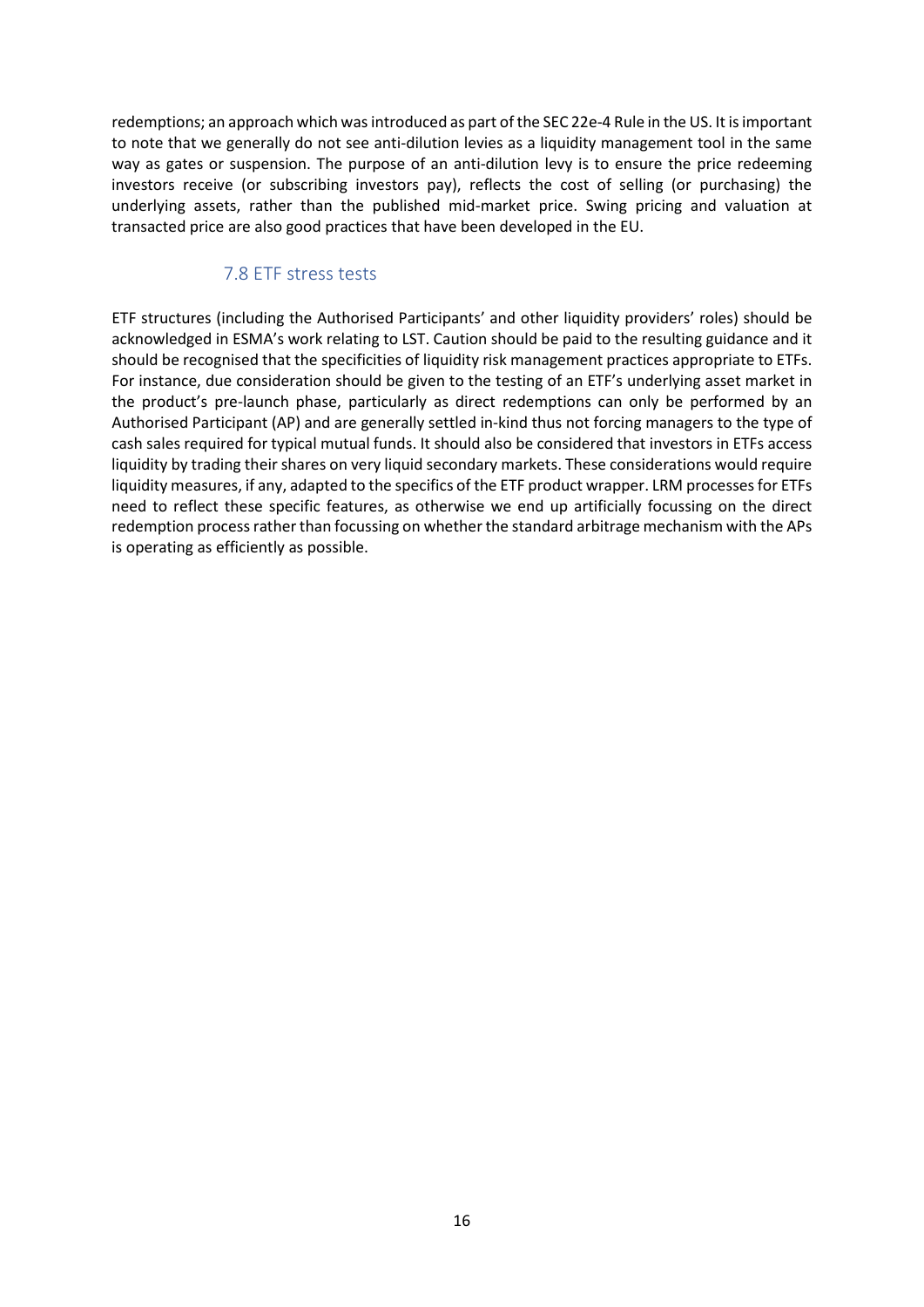redemptions; an approach which was introduced as part of the SEC 22e-4 Rule in the US. It is important to note that we generally do not see anti-dilution levies as a liquidity management tool in the same way as gates or suspension. The purpose of an anti-dilution levy is to ensure the price redeeming investors receive (or subscribing investors pay), reflects the cost of selling (or purchasing) the underlying assets, rather than the published mid-market price. Swing pricing and valuation at transacted price are also good practices that have been developed in the EU.

### 7.8 ETF stress tests

ETF structures (including the Authorised Participants' and other liquidity providers' roles) should be acknowledged in ESMA's work relating to LST. Caution should be paid to the resulting guidance and it should be recognised that the specificities of liquidity risk management practices appropriate to ETFs. For instance, due consideration should be given to the testing of an ETF's underlying asset market in the product's pre-launch phase, particularly as direct redemptions can only be performed by an Authorised Participant (AP) and are generally settled in-kind thus not forcing managers to the type of cash sales required for typical mutual funds. It should also be considered that investors in ETFs access liquidity by trading their shares on very liquid secondary markets. These considerations would require liquidity measures, if any, adapted to the specifics of the ETF product wrapper. LRM processes for ETFs need to reflect these specific features, as otherwise we end up artificially focussing on the direct redemption process rather than focussing on whether the standard arbitrage mechanism with the APs is operating as efficiently as possible.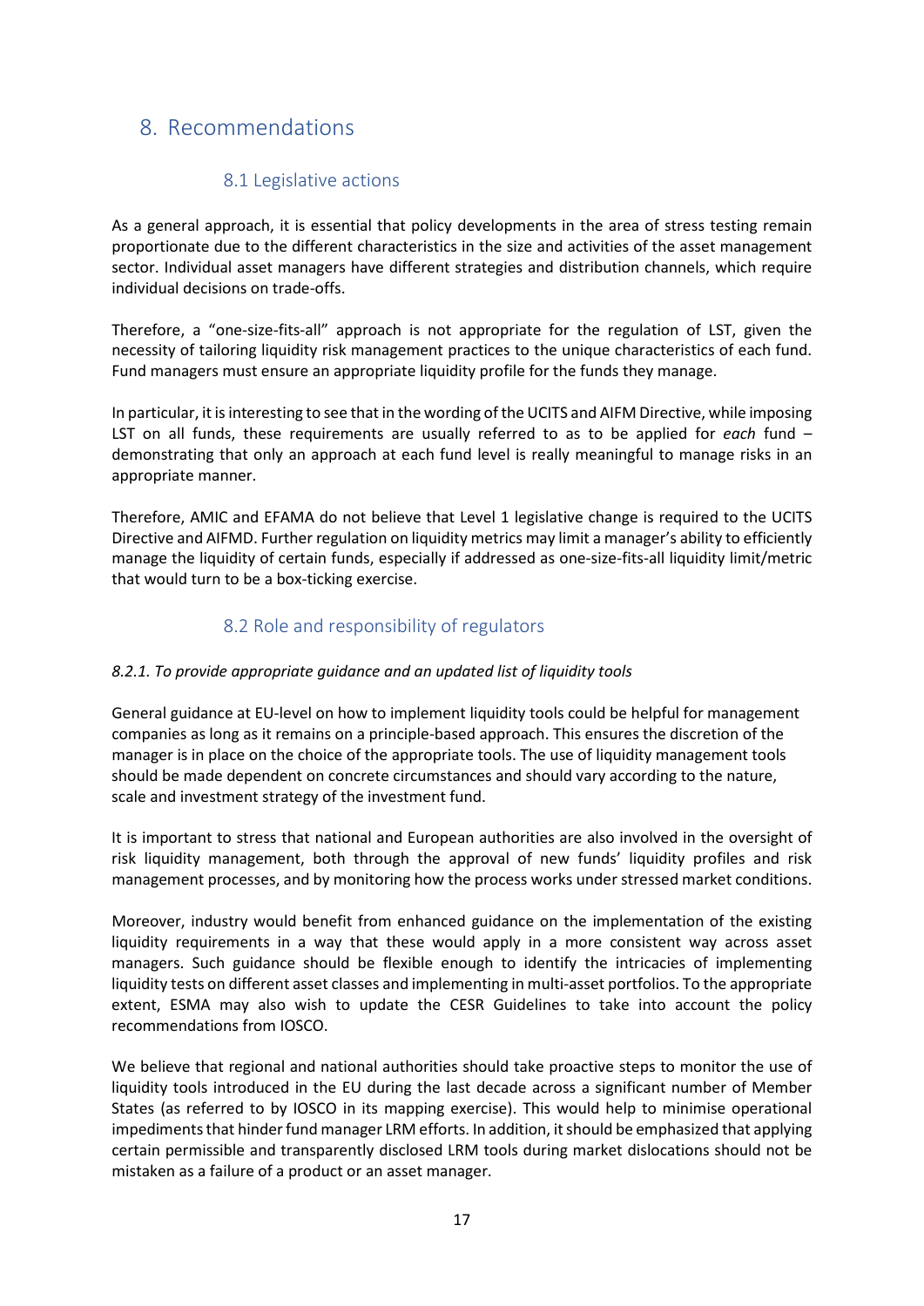# 8. Recommendations

## 8.1 Legislative actions

As a general approach, it is essential that policy developments in the area of stress testing remain proportionate due to the different characteristics in the size and activities of the asset management sector. Individual asset managers have different strategies and distribution channels, which require individual decisions on trade-offs.

Therefore, a "one-size-fits-all" approach is not appropriate for the regulation of LST, given the necessity of tailoring liquidity risk management practices to the unique characteristics of each fund. Fund managers must ensure an appropriate liquidity profile for the funds they manage.

In particular, it is interesting to see that in the wording of the UCITS and AIFM Directive, while imposing LST on all funds, these requirements are usually referred to as to be applied for *each* fund – demonstrating that only an approach at each fund level is really meaningful to manage risks in an appropriate manner.

Therefore, AMIC and EFAMA do not believe that Level 1 legislative change is required to the UCITS Directive and AIFMD. Further regulation on liquidity metrics may limit a manager's ability to efficiently manage the liquidity of certain funds, especially if addressed as one-size-fits-all liquidity limit/metric that would turn to be a box-ticking exercise.

## 8.2 Role and responsibility of regulators

*8.2.1. To provide appropriate guidance and an updated list of liquidity tools*

General guidance at EU-level on how to implement liquidity tools could be helpful for management companies as long as it remains on a principle-based approach. This ensures the discretion of the manager is in place on the choice of the appropriate tools. The use of liquidity management tools should be made dependent on concrete circumstances and should vary according to the nature, scale and investment strategy of the investment fund.

It is important to stress that national and European authorities are also involved in the oversight of risk liquidity management, both through the approval of new funds' liquidity profiles and risk management processes, and by monitoring how the process works under stressed market conditions.

Moreover, industry would benefit from enhanced guidance on the implementation of the existing liquidity requirements in a way that these would apply in a more consistent way across asset managers. Such guidance should be flexible enough to identify the intricacies of implementing liquidity tests on different asset classes and implementing in multi-asset portfolios. To the appropriate extent, ESMA may also wish to update the CESR Guidelines to take into account the policy recommendations from IOSCO.

We believe that regional and national authorities should take proactive steps to monitor the use of liquidity tools introduced in the EU during the last decade across a significant number of Member States (as referred to by IOSCO in its mapping exercise). This would help to minimise operational impediments that hinder fund manager LRM efforts. In addition, it should be emphasized that applying certain permissible and transparently disclosed LRM tools during market dislocations should not be mistaken as a failure of a product or an asset manager.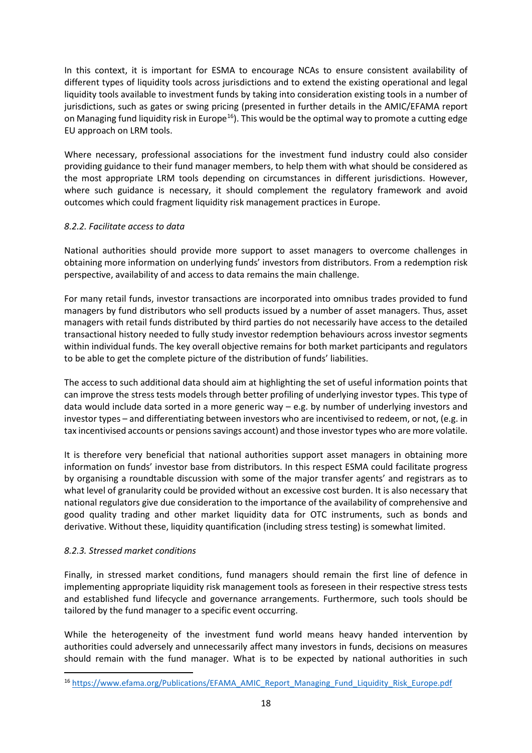In this context, it is important for ESMA to encourage NCAs to ensure consistent availability of different types of liquidity tools across jurisdictions and to extend the existing operational and legal liquidity tools available to investment funds by taking into consideration existing tools in a number of jurisdictions, such as gates or swing pricing (presented in further details in the AMIC/EFAMA report on Managing fund liquidity risk in Europe[16]). This would be the optimal way to promote a cutting edge EU approach on LRM tools.

Where necessary, professional associations for the investment fund industry could also consider providing guidance to their fund manager members, to help them with what should be considered as the most appropriate LRM tools depending on circumstances in different jurisdictions. However, where such guidance is necessary, it should complement the regulatory framework and avoid outcomes which could fragment liquidity risk management practices in Europe.

*8.2.2. Facilitate access to data*

National authorities should provide more support to asset managers to overcome challenges in obtaining more information on underlying funds' investors from distributors. From a redemption risk perspective, availability of and access to data remains the main challenge.

For many retail funds, investor transactions are incorporated into omnibus trades provided to fund managers by fund distributors who sell products issued by a number of asset managers. Thus, asset managers with retail funds distributed by third parties do not necessarily have access to the detailed transactional history needed to fully study investor redemption behaviours across investor segments within individual funds. The key overall objective remains for both market participants and regulators to be able to get the complete picture of the distribution of funds' liabilities.

The access to such additional data should aim at highlighting the set of useful information points that can improve the stress tests models through better profiling of underlying investor types. This type of data would include data sorted in a more generic way – e.g. by number of underlying investors and investor types – and differentiating between investors who are incentivised to redeem, or not, (e.g. in tax incentivised accounts or pensions savings account) and those investor types who are more volatile.

It is therefore very beneficial that national authorities support asset managers in obtaining more information on funds' investor base from distributors. In this respect ESMA could facilitate progress by organising a roundtable discussion with some of the major transfer agents' and registrars as to what level of granularity could be provided without an excessive cost burden. It is also necessary that national regulators give due consideration to the importance of the availability of comprehensive and good quality trading and other market liquidity data for OTC instruments, such as bonds and derivative. Without these, liquidity quantification (including stress testing) is somewhat limited.

*8.2.3. Stressed market conditions*

Finally, in stressed market conditions, fund managers should remain the first line of defence in implementing appropriate liquidity risk management tools as foreseen in their respective stress tests and established fund lifecycle and governance arrangements. Furthermore, such tools should be tailored by the fund manager to a specific event occurring.

While the heterogeneity of the investment fund world means heavy handed intervention by authorities could adversely and unnecessarily affect many investors in funds, decisions on measures should remain with the fund manager. What is to be expected by national authorities in such

[16] https://www.efama.org/Publications/EFAMA_AMIC_Report_Managing_Fund_Liquidity_Risk_Europe.pdf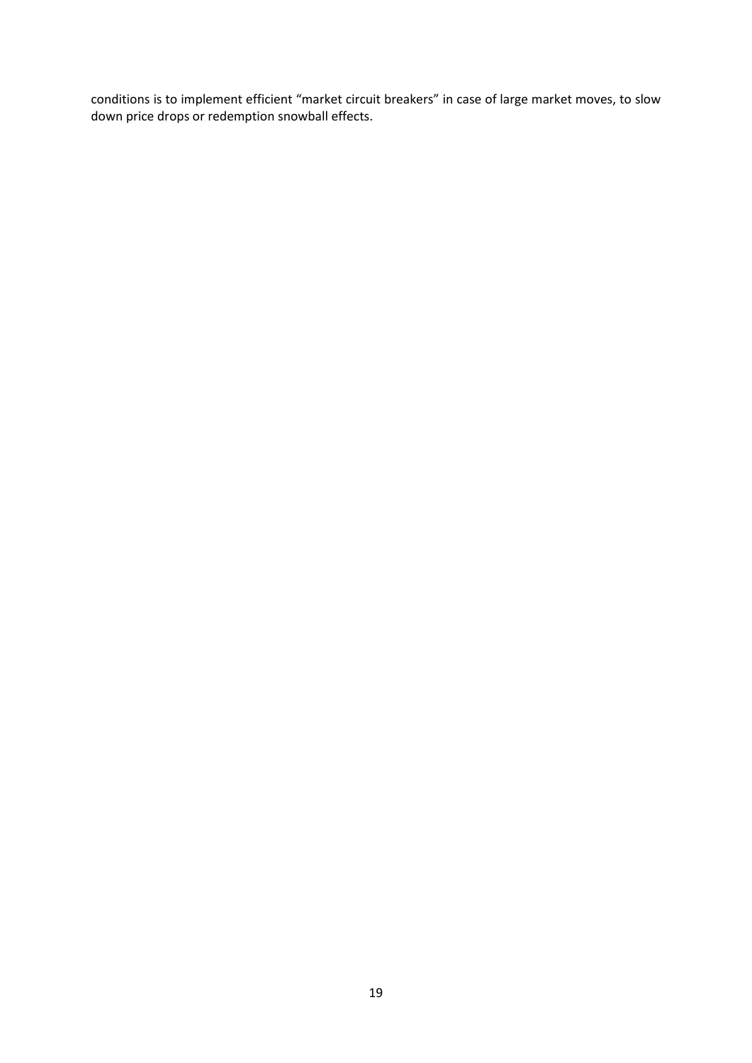conditions is to implement efficient “market circuit breakers” in case of large market moves, to slow down price drops or redemption snowball effects.